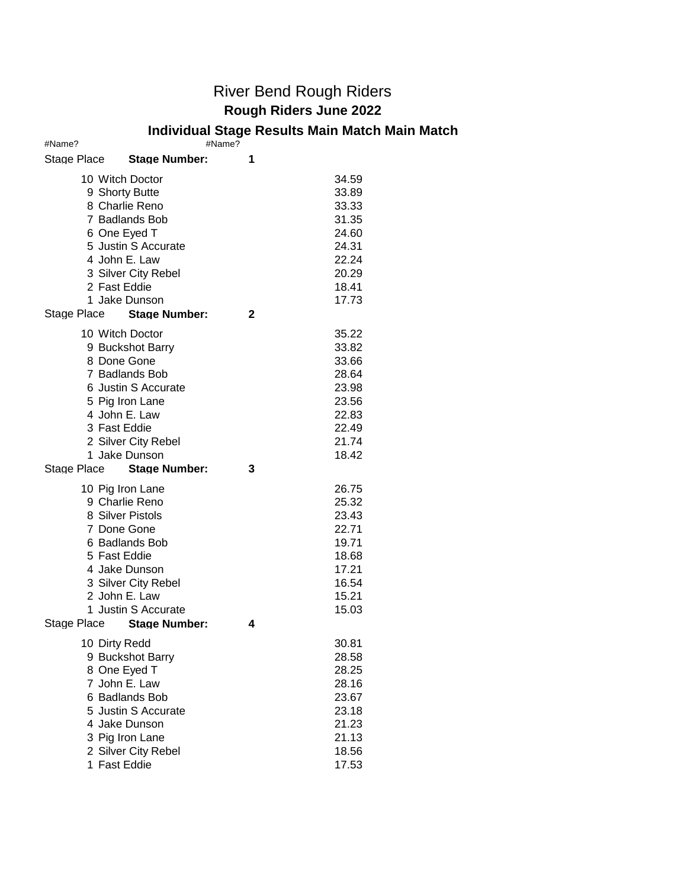# River Bend Rough Riders

## Rough Riders June 2022

### Individual Stage Results Main Match Main Match

#Name? #Name?

**Stage Number: 1**

| Stage Place | Name | Time |
|---|---|---|
| 10 | Witch Doctor | 34.59 |
| 9 | Shorty Butte | 33.89 |
| 8 | Charlie Reno | 33.33 |
| 7 | Badlands Bob | 31.35 |
| 6 | One Eyed T | 24.60 |
| 5 | Justin S Accurate | 24.31 |
| 4 | John E. Law | 22.24 |
| 3 | Silver City Rebel | 20.29 |
| 2 | Fast Eddie | 18.41 |
| 1 | Jake Dunson | 17.73 |

**Stage Number: 2**

| Stage Place | Name | Time |
|---|---|---|
| 10 | Witch Doctor | 35.22 |
| 9 | Buckshot Barry | 33.82 |
| 8 | Done Gone | 33.66 |
| 7 | Badlands Bob | 28.64 |
| 6 | Justin S Accurate | 23.98 |
| 5 | Pig Iron Lane | 23.56 |
| 4 | John E. Law | 22.83 |
| 3 | Fast Eddie | 22.49 |
| 2 | Silver City Rebel | 21.74 |
| 1 | Jake Dunson | 18.42 |

**Stage Number: 3**

| Stage Place | Name | Time |
|---|---|---|
| 10 | Pig Iron Lane | 26.75 |
| 9 | Charlie Reno | 25.32 |
| 8 | Silver Pistols | 23.43 |
| 7 | Done Gone | 22.71 |
| 6 | Badlands Bob | 19.71 |
| 5 | Fast Eddie | 18.68 |
| 4 | Jake Dunson | 17.21 |
| 3 | Silver City Rebel | 16.54 |
| 2 | John E. Law | 15.21 |
| 1 | Justin S Accurate | 15.03 |

**Stage Number: 4**

| Stage Place | Name | Time |
|---|---|---|
| 10 | Dirty Redd | 30.81 |
| 9 | Buckshot Barry | 28.58 |
| 8 | One Eyed T | 28.25 |
| 7 | John E. Law | 28.16 |
| 6 | Badlands Bob | 23.67 |
| 5 | Justin S Accurate | 23.18 |
| 4 | Jake Dunson | 21.23 |
| 3 | Pig Iron Lane | 21.13 |
| 2 | Silver City Rebel | 18.56 |
| 1 | Fast Eddie | 17.53 |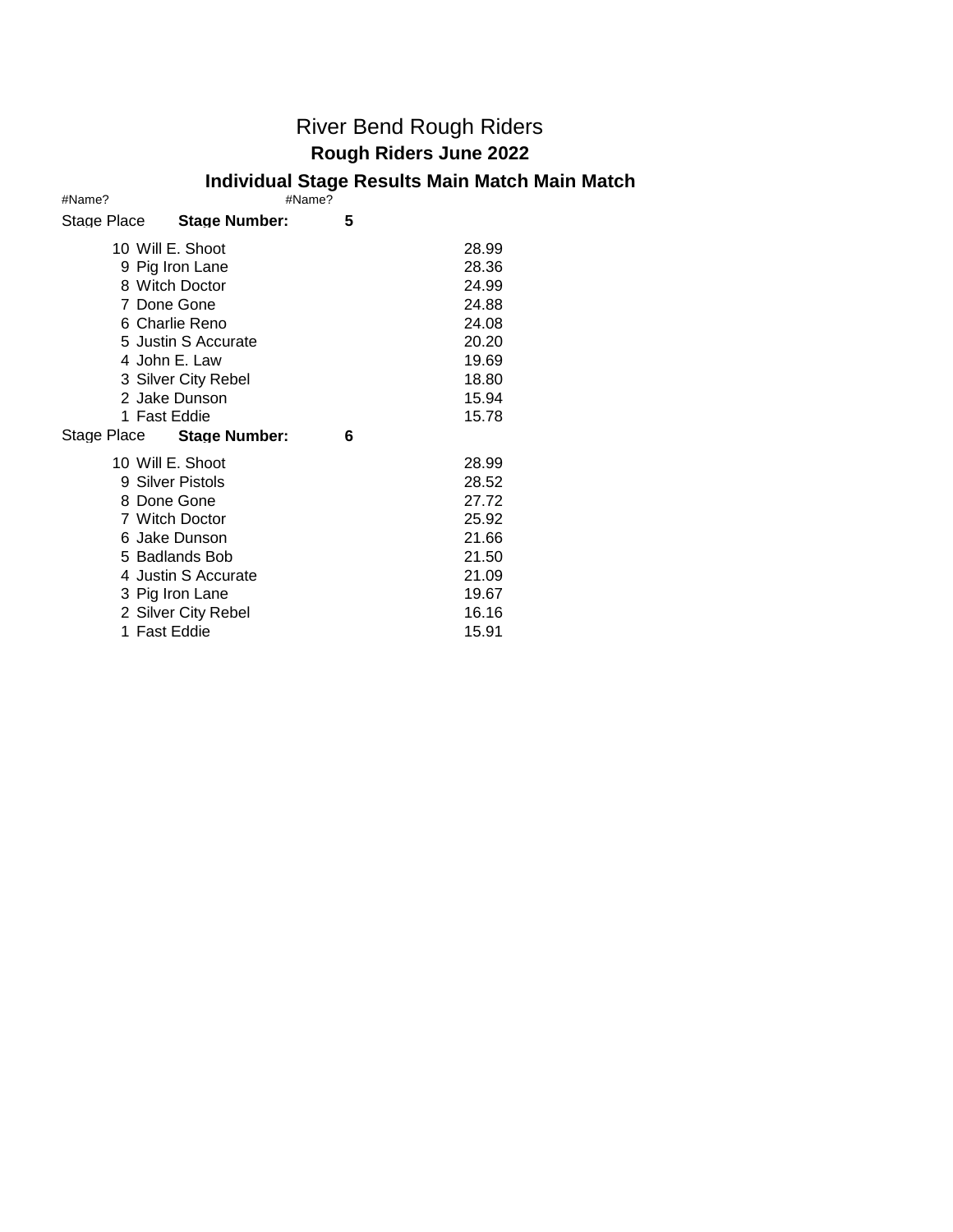# River Bend Rough Riders

## Rough Riders June 2022

### Individual Stage Results Main Match Main Match

#Name? #Name?

Stage Place **Stage Number: 5**

| | | |
|---|---|---|
| 10 | Will E. Shoot | 28.99 |
| 9 | Pig Iron Lane | 28.36 |
| 8 | Witch Doctor | 24.99 |
| 7 | Done Gone | 24.88 |
| 6 | Charlie Reno | 24.08 |
| 5 | Justin S Accurate | 20.20 |
| 4 | John E. Law | 19.69 |
| 3 | Silver City Rebel | 18.80 |
| 2 | Jake Dunson | 15.94 |
| 1 | Fast Eddie | 15.78 |

Stage Place **Stage Number: 6**

| | | |
|---|---|---|
| 10 | Will E. Shoot | 28.99 |
| 9 | Silver Pistols | 28.52 |
| 8 | Done Gone | 27.72 |
| 7 | Witch Doctor | 25.92 |
| 6 | Jake Dunson | 21.66 |
| 5 | Badlands Bob | 21.50 |
| 4 | Justin S Accurate | 21.09 |
| 3 | Pig Iron Lane | 19.67 |
| 2 | Silver City Rebel | 16.16 |
| 1 | Fast Eddie | 15.91 |